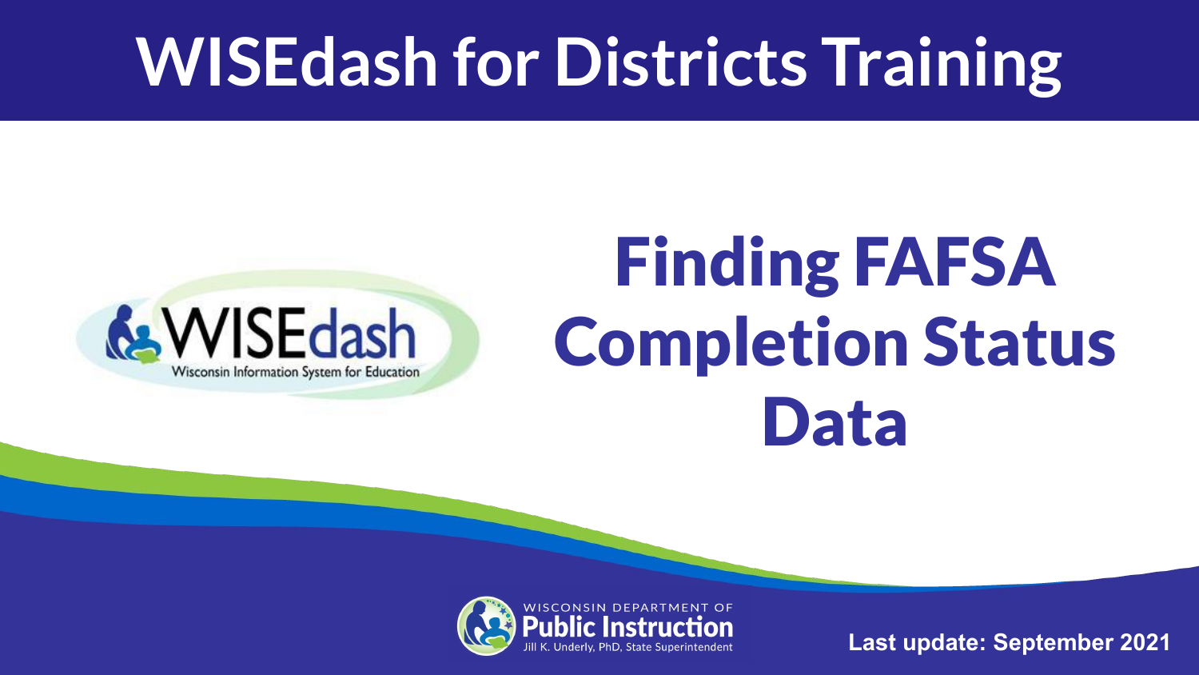# WISEdash for Districts Training

WISEdash
Wisconsin Information System for Education

## Finding FAFSA Completion Status Data

WISCONSIN DEPARTMENT OF
Public Instruction
Jill K. Underly, PhD, State Superintendent

**Last update: September 2021**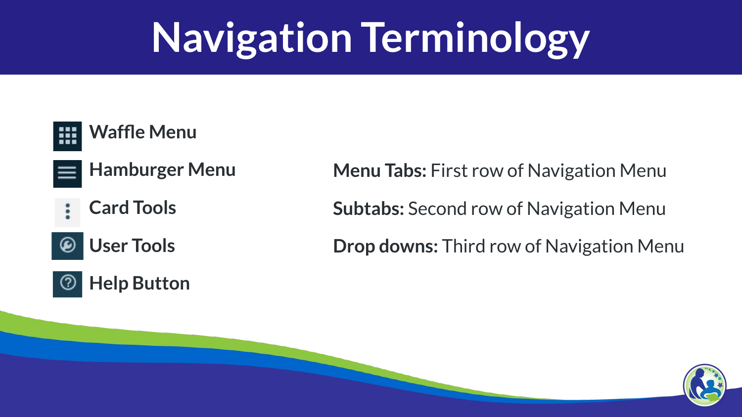# Navigation Terminology

- **Waffle Menu**
- **Hamburger Menu**
- **Card Tools**
- **User Tools**
- **Help Button**

**Menu Tabs:** First row of Navigation Menu

**Subtabs:** Second row of Navigation Menu

**Drop downs:** Third row of Navigation Menu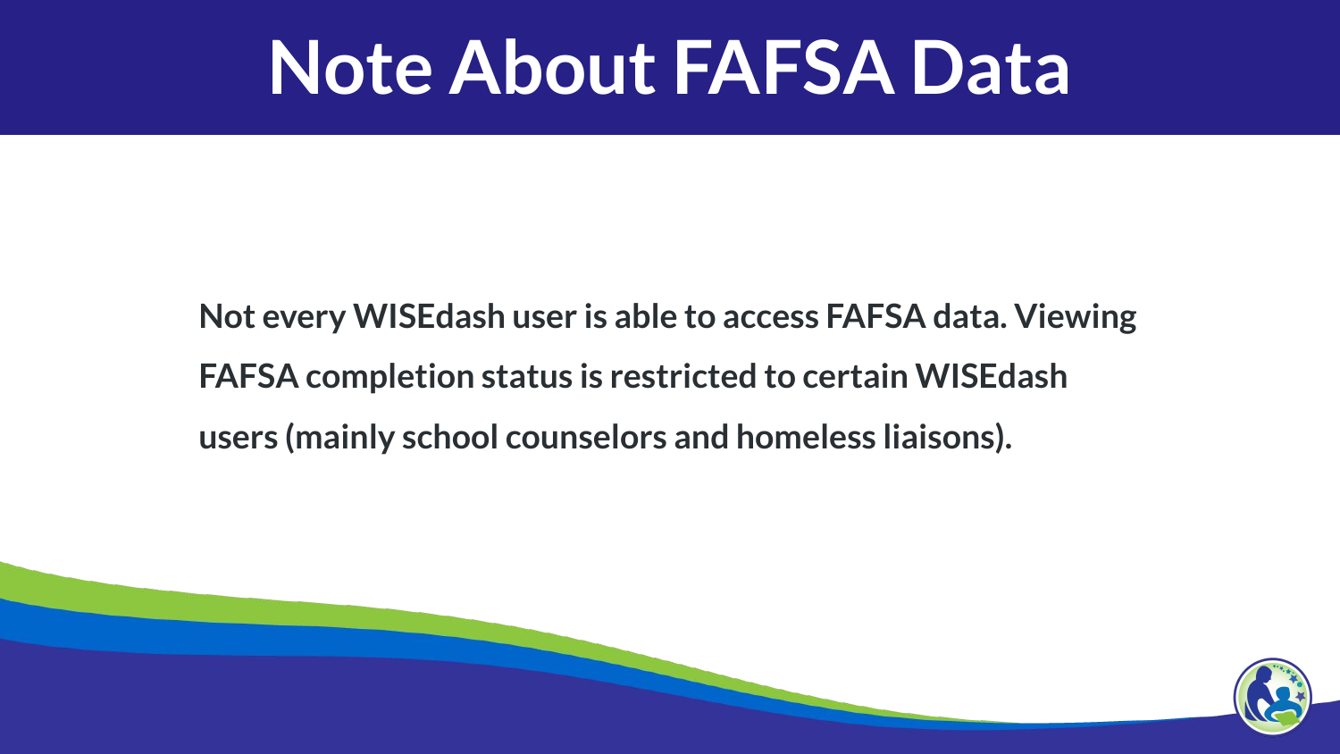# Note About FAFSA Data

**Not every WISEdash user is able to access FAFSA data. Viewing FAFSA completion status is restricted to certain WISEdash users (mainly school counselors and homeless liaisons).**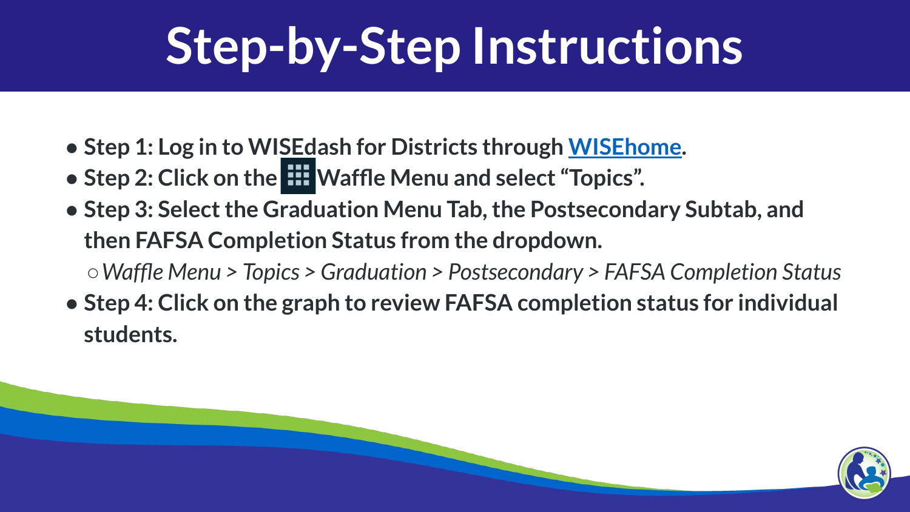# Step-by-Step Instructions

- **Step 1: Log in to WISEdash for Districts through WISEhome.**
- **Step 2: Click on the Waffle Menu and select "Topics".**
- **Step 3: Select the Graduation Menu Tab, the Postsecondary Subtab, and then FAFSA Completion Status from the dropdown.**
  - *Waffle Menu > Topics > Graduation > Postsecondary > FAFSA Completion Status*
- **Step 4: Click on the graph to review FAFSA completion status for individual students.**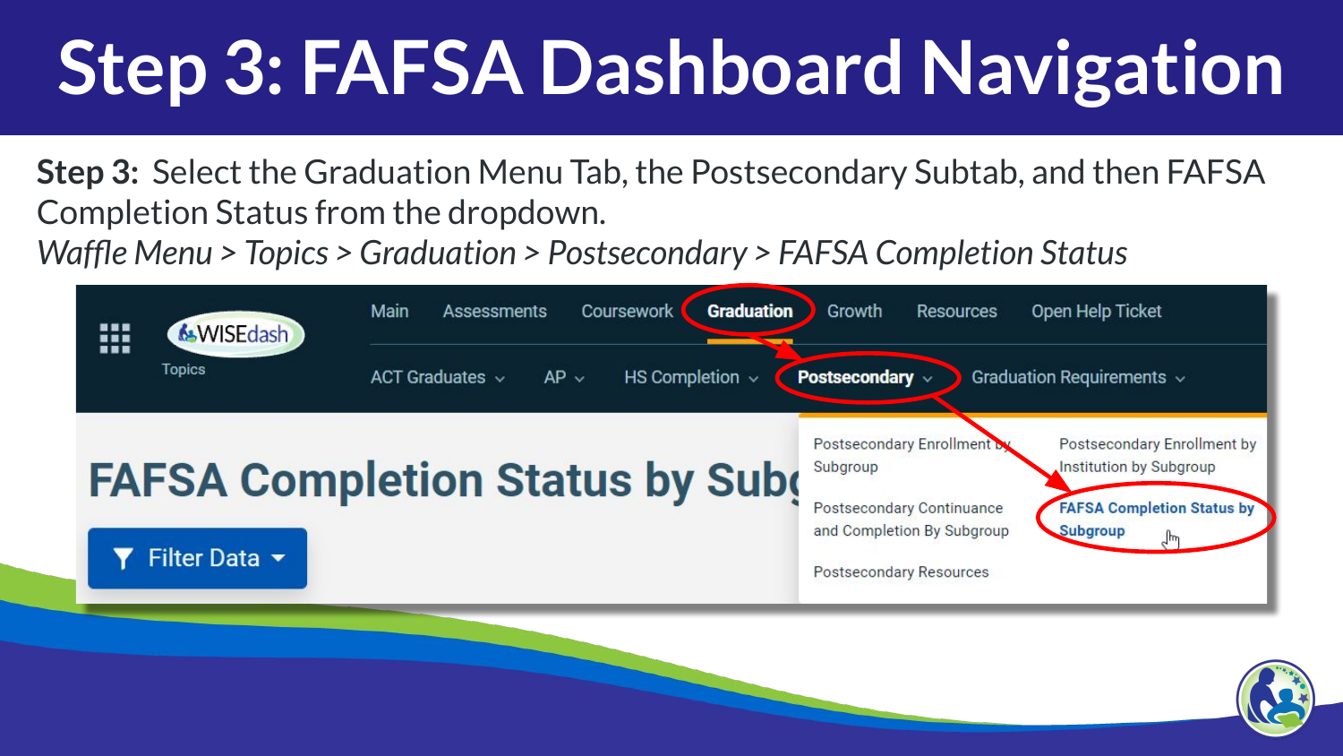# Step 3: FAFSA Dashboard Navigation

**Step 3:** Select the Graduation Menu Tab, the Postsecondary Subtab, and then FAFSA Completion Status from the dropdown.

*Waffle Menu > Topics > Graduation > Postsecondary > FAFSA Completion Status*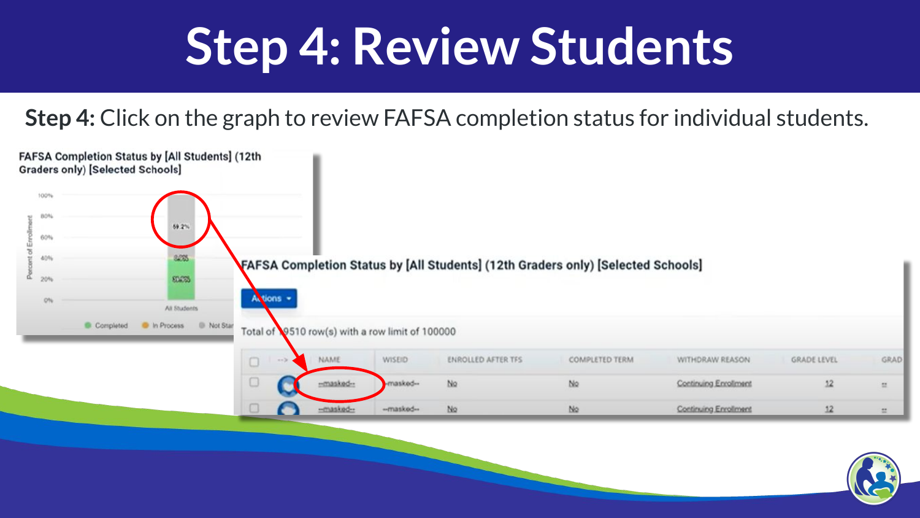# Step 4: Review Students

**Step 4:** Click on the graph to review FAFSA completion status for individual students.

FAFSA Completion Status by [All Students] (12th Graders only) [Selected Schools]

FAFSA Completion Status by [All Students] (12th Graders only) [Selected Schools]

Actions

Total of 9510 row(s) with a row limit of 100000

| | --> | NAME | WISEID | ENROLLED AFTER TFS | COMPLETED TERM | WITHDRAW REASON | GRADE LEVEL | GRAD |
|---|---|---|---|---|---|---|---|---|
| | | --masked-- | --masked-- | No | No | Continuing Enrollment | 12 | -- |
| | | --masked-- | --masked-- | No | No | Continuing Enrollment | 12 | -- |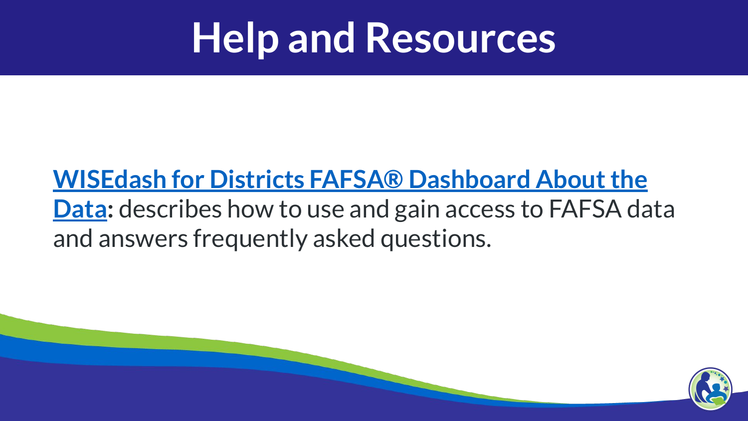# Help and Resources

**WISEdash for Districts FAFSA® Dashboard About the Data:** describes how to use and gain access to FAFSA data and answers frequently asked questions.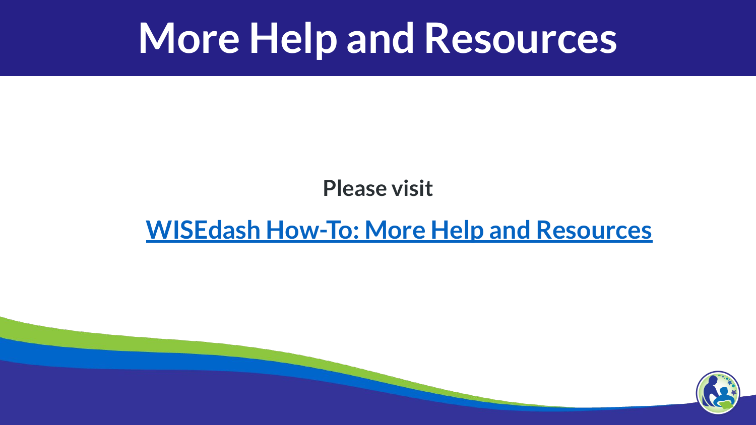# More Help and Resources

**Please visit**

**WISEdash How-To: More Help and Resources**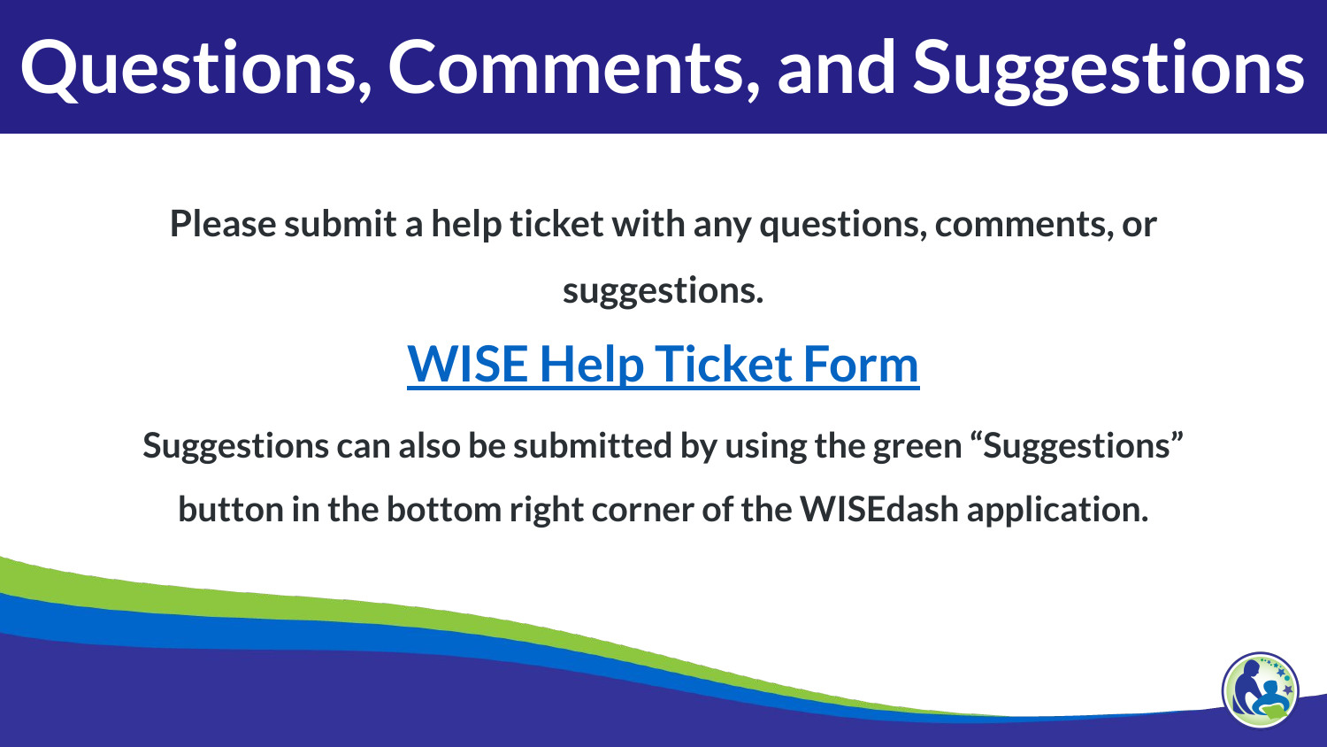# Questions, Comments, and Suggestions

**Please submit a help ticket with any questions, comments, or suggestions.**

## WISE Help Ticket Form

**Suggestions can also be submitted by using the green "Suggestions" button in the bottom right corner of the WISEdash application.**